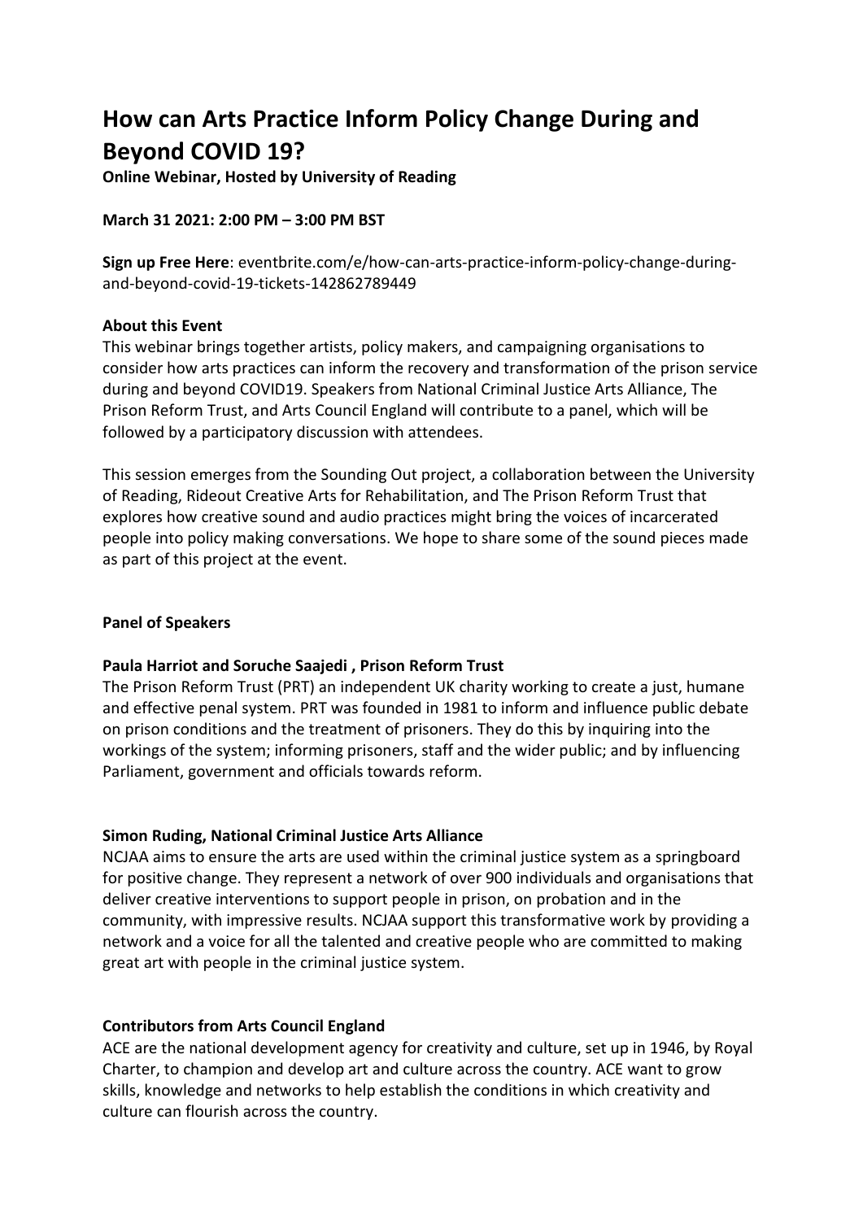# How can Arts Practice Inform Policy Change During and Beyond COVID 19?

**Online Webinar, Hosted by University of Reading**

**March 31 2021: 2:00 PM – 3:00 PM BST**

**Sign up Free Here**: eventbrite.com/e/how-can-arts-practice-inform-policy-change-during-and-beyond-covid-19-tickets-142862789449

**About this Event**

This webinar brings together artists, policy makers, and campaigning organisations to consider how arts practices can inform the recovery and transformation of the prison service during and beyond COVID19. Speakers from National Criminal Justice Arts Alliance, The Prison Reform Trust, and Arts Council England will contribute to a panel, which will be followed by a participatory discussion with attendees.

This session emerges from the Sounding Out project, a collaboration between the University of Reading, Rideout Creative Arts for Rehabilitation, and The Prison Reform Trust that explores how creative sound and audio practices might bring the voices of incarcerated people into policy making conversations. We hope to share some of the sound pieces made as part of this project at the event.

**Panel of Speakers**

**Paula Harriot and Soruche Saajedi , Prison Reform Trust**

The Prison Reform Trust (PRT) an independent UK charity working to create a just, humane and effective penal system. PRT was founded in 1981 to inform and influence public debate on prison conditions and the treatment of prisoners. They do this by inquiring into the workings of the system; informing prisoners, staff and the wider public; and by influencing Parliament, government and officials towards reform.

**Simon Ruding, National Criminal Justice Arts Alliance**

NCJAA aims to ensure the arts are used within the criminal justice system as a springboard for positive change. They represent a network of over 900 individuals and organisations that deliver creative interventions to support people in prison, on probation and in the community, with impressive results. NCJAA support this transformative work by providing a network and a voice for all the talented and creative people who are committed to making great art with people in the criminal justice system.

**Contributors from Arts Council England**

ACE are the national development agency for creativity and culture, set up in 1946, by Royal Charter, to champion and develop art and culture across the country. ACE want to grow skills, knowledge and networks to help establish the conditions in which creativity and culture can flourish across the country.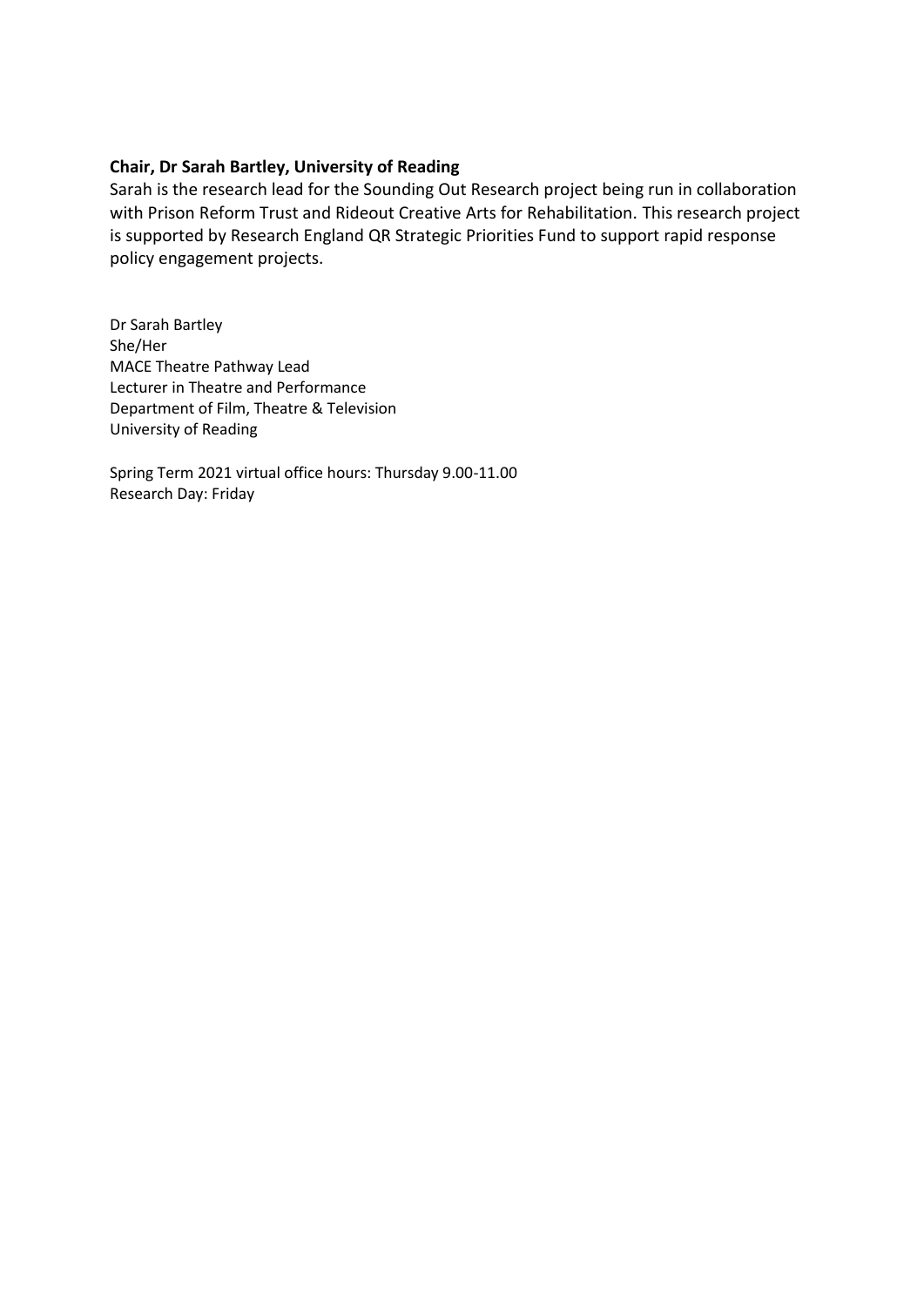**Chair, Dr Sarah Bartley, University of Reading**

Sarah is the research lead for the Sounding Out Research project being run in collaboration with Prison Reform Trust and Rideout Creative Arts for Rehabilitation. This research project is supported by Research England QR Strategic Priorities Fund to support rapid response policy engagement projects.

Dr Sarah Bartley
She/Her
MACE Theatre Pathway Lead
Lecturer in Theatre and Performance
Department of Film, Theatre & Television
University of Reading

Spring Term 2021 virtual office hours: Thursday 9.00-11.00
Research Day: Friday